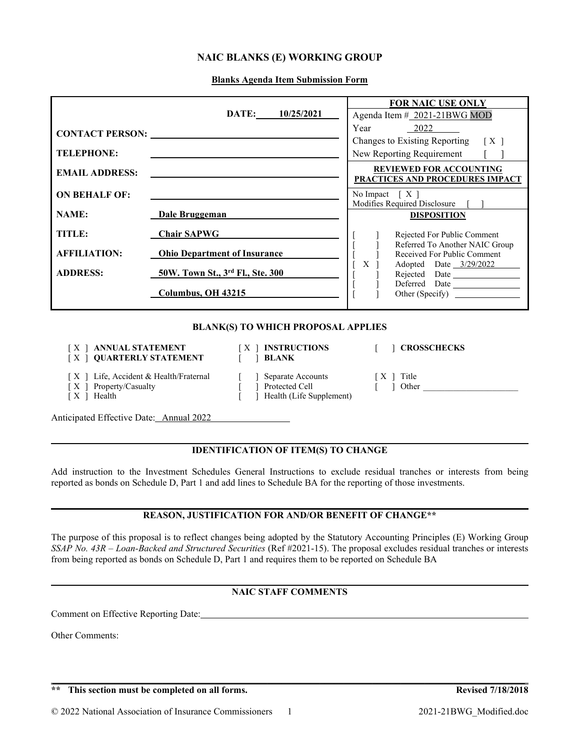# NAIC BLANKS (E) WORKING GROUP

## Blanks Agenda Item Submission Form

| | | FOR NAIC USE ONLY |
|---|---|---|
| | DATE: 10/25/2021 | Agenda Item # 2021-21BWG MOD |
| CONTACT PERSON: | | Year 2022 |
| | | Changes to Existing Reporting [ X ] |
| TELEPHONE: | | New Reporting Requirement [ ] |
| EMAIL ADDRESS: | | **REVIEWED FOR ACCOUNTING PRACTICES AND PROCEDURES IMPACT** |
| ON BEHALF OF: | | No Impact [ X ]<br>Modifies Required Disclosure [ ] |
| NAME: | Dale Bruggeman | **DISPOSITION** |
| TITLE: | Chair SAPWG | [ ] Rejected For Public Comment<br>[ ] Referred To Another NAIC Group<br>[ ] Received For Public Comment |
| AFFILIATION: | Ohio Department of Insurance | [ X ] Adopted Date 3/29/2022 |
| ADDRESS: | 50W. Town St., 3rd Fl., Ste. 300 | [ ] Rejected Date |
| | Columbus, OH 43215 | [ ] Deferred Date<br>[ ] Other (Specify) |

### BLANK(S) TO WHICH PROPOSAL APPLIES

[ X ] **ANNUAL STATEMENT** [ X ] **INSTRUCTIONS** [ ] **CROSSCHECKS**
[ X ] **QUARTERLY STATEMENT** [ ] **BLANK**

[ X ] Life, Accident & Health/Fraternal [ ] Separate Accounts [ X ] Title
[ X ] Property/Casualty [ ] Protected Cell [ ] Other
[ X ] Health [ ] Health (Life Supplement)

Anticipated Effective Date: Annual 2022

### IDENTIFICATION OF ITEM(S) TO CHANGE

Add instruction to the Investment Schedules General Instructions to exclude residual tranches or interests from being reported as bonds on Schedule D, Part 1 and add lines to Schedule BA for the reporting of those investments.

### REASON, JUSTIFICATION FOR AND/OR BENEFIT OF CHANGE**

The purpose of this proposal is to reflect changes being adopted by the Statutory Accounting Principles (E) Working Group *SSAP No. 43R – Loan-Backed and Structured Securities* (Ref #2021-15). The proposal excludes residual tranches or interests from being reported as bonds on Schedule D, Part 1 and requires them to be reported on Schedule BA

### NAIC STAFF COMMENTS

Comment on Effective Reporting Date:

Other Comments:

**\*\* This section must be completed on all forms.** **Revised 7/18/2018**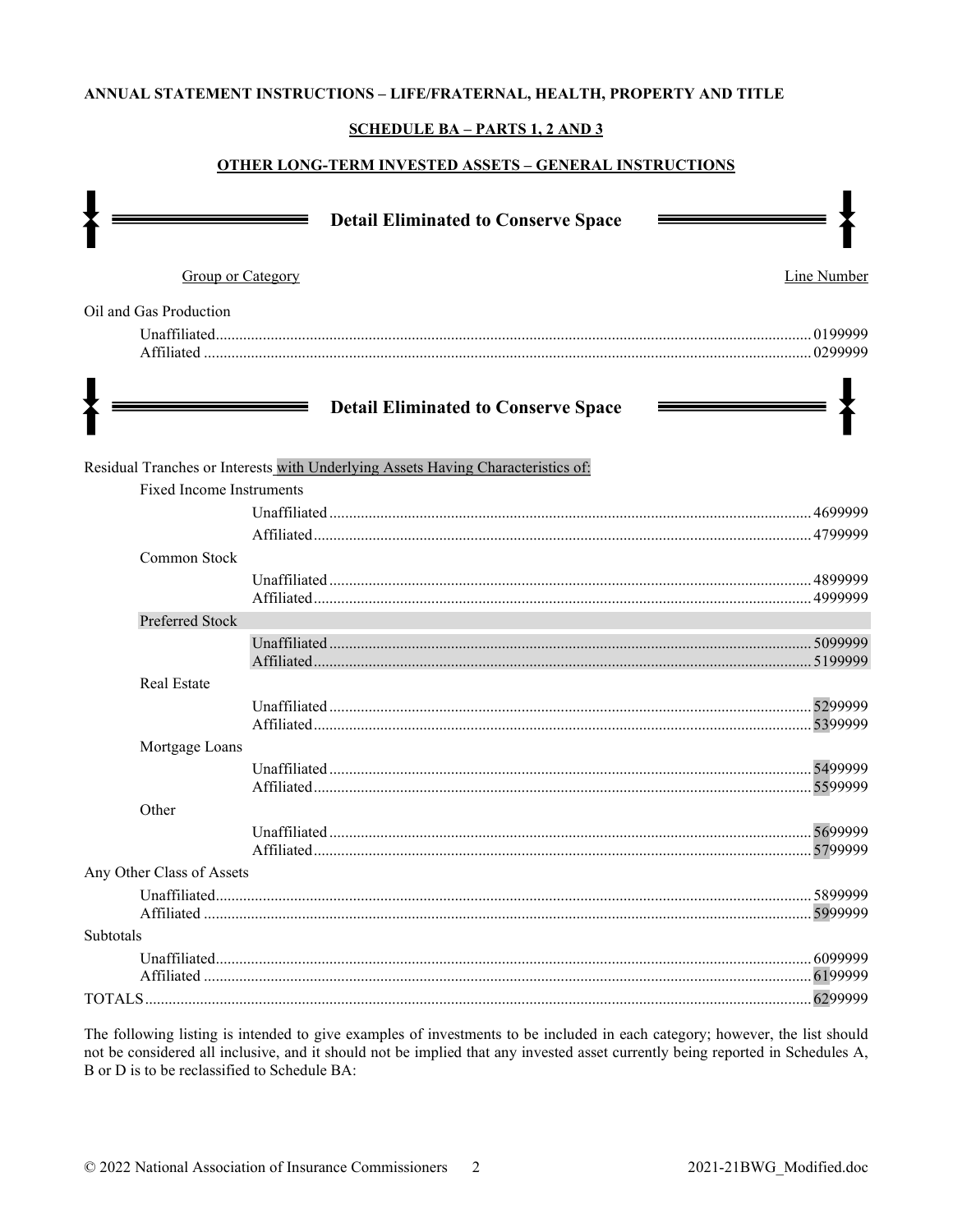**ANNUAL STATEMENT INSTRUCTIONS – LIFE/FRATERNAL, HEALTH, PROPERTY AND TITLE**

**SCHEDULE BA – PARTS 1, 2 AND 3**

**OTHER LONG-TERM INVESTED ASSETS – GENERAL INSTRUCTIONS**

**Detail Eliminated to Conserve Space**

| Group or Category | Line Number |
|---|---|
| Oil and Gas Production | |
| Unaffiliated | 0199999 |
| Affiliated | 0299999 |

**Detail Eliminated to Conserve Space**

| Group or Category | Line Number |
|---|---|
| Residual Tranches or Interests with Underlying Assets Having Characteristics of: | |
| Fixed Income Instruments | |
| Unaffiliated | 4699999 |
| Affiliated | 4799999 |
| Common Stock | |
| Unaffiliated | 4899999 |
| Affiliated | 4999999 |
| Preferred Stock | |
| Unaffiliated | 5099999 |
| Affiliated | 5199999 |
| Real Estate | |
| Unaffiliated | 5299999 |
| Affiliated | 5399999 |
| Mortgage Loans | |
| Unaffiliated | 5499999 |
| Affiliated | 5599999 |
| Other | |
| Unaffiliated | 5699999 |
| Affiliated | 5799999 |
| Any Other Class of Assets | |
| Unaffiliated | 5899999 |
| Affiliated | 5999999 |
| Subtotals | |
| Unaffiliated | 6099999 |
| Affiliated | 6199999 |
| TOTALS | 6299999 |

The following listing is intended to give examples of investments to be included in each category; however, the list should not be considered all inclusive, and it should not be implied that any invested asset currently being reported in Schedules A, B or D is to be reclassified to Schedule BA: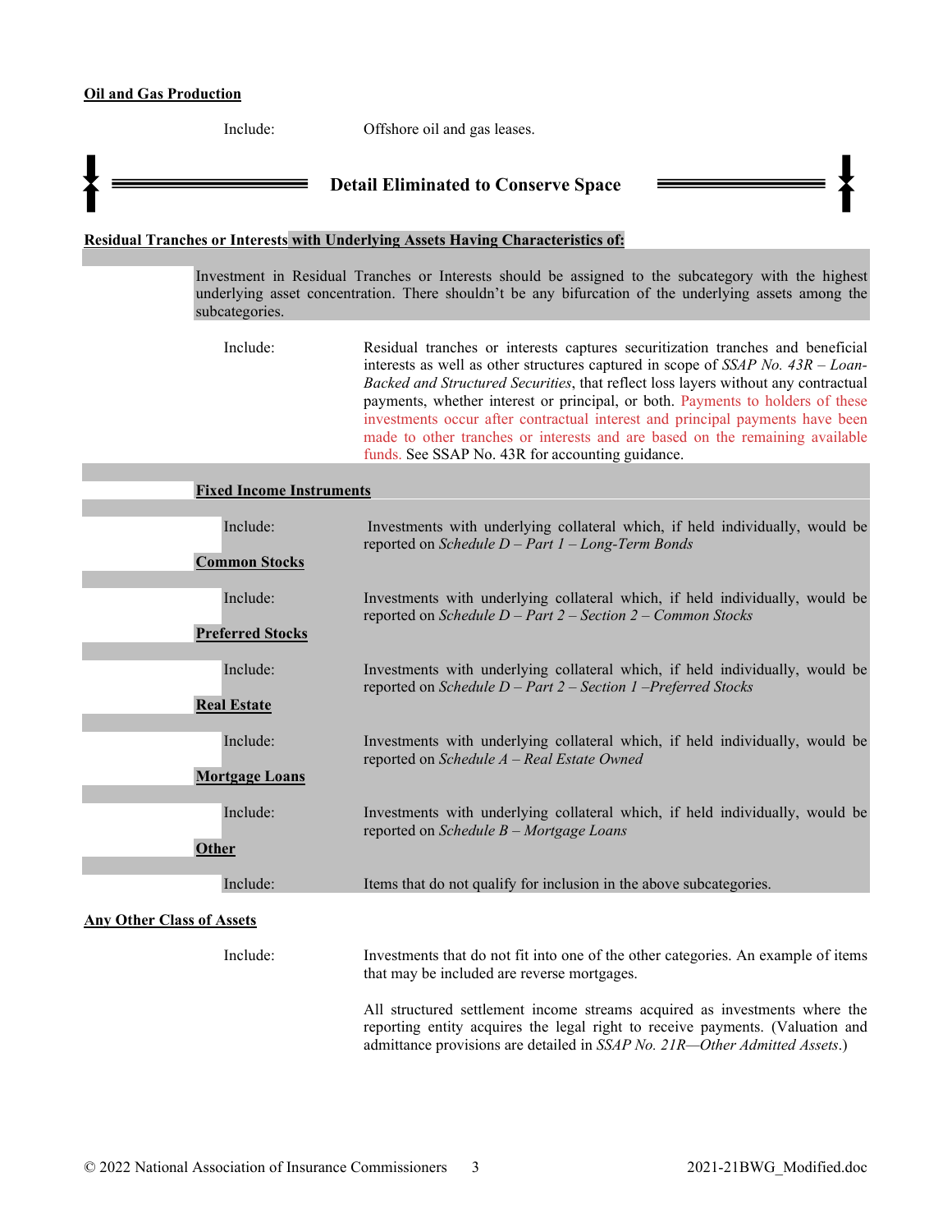**Oil and Gas Production**

Include: Offshore oil and gas leases.

**Detail Eliminated to Conserve Space**

**Residual Tranches or Interests with Underlying Assets Having Characteristics of:**

Investment in Residual Tranches or Interests should be assigned to the subcategory with the highest underlying asset concentration. There shouldn't be any bifurcation of the underlying assets among the subcategories.

Include: Residual tranches or interests captures securitization tranches and beneficial interests as well as other structures captured in scope of *SSAP No. 43R – Loan-Backed and Structured Securities*, that reflect loss layers without any contractual payments, whether interest or principal, or both. Payments to holders of these investments occur after contractual interest and principal payments have been made to other tranches or interests and are based on the remaining available funds. See SSAP No. 43R for accounting guidance.

**Fixed Income Instruments**

Include: Investments with underlying collateral which, if held individually, would be reported on *Schedule D – Part 1 – Long-Term Bonds*

**Common Stocks**

Include: Investments with underlying collateral which, if held individually, would be reported on *Schedule D – Part 2 – Section 2 – Common Stocks*

**Preferred Stocks**

Include: Investments with underlying collateral which, if held individually, would be reported on *Schedule D – Part 2 – Section 1 –Preferred Stocks*

**Real Estate**

Include: Investments with underlying collateral which, if held individually, would be reported on *Schedule A – Real Estate Owned*

**Mortgage Loans**

Include: Investments with underlying collateral which, if held individually, would be reported on *Schedule B – Mortgage Loans*

**Other**

Include: Items that do not qualify for inclusion in the above subcategories.

**Any Other Class of Assets**

Include: Investments that do not fit into one of the other categories. An example of items that may be included are reverse mortgages.

All structured settlement income streams acquired as investments where the reporting entity acquires the legal right to receive payments. (Valuation and admittance provisions are detailed in *SSAP No. 21R—Other Admitted Assets*.)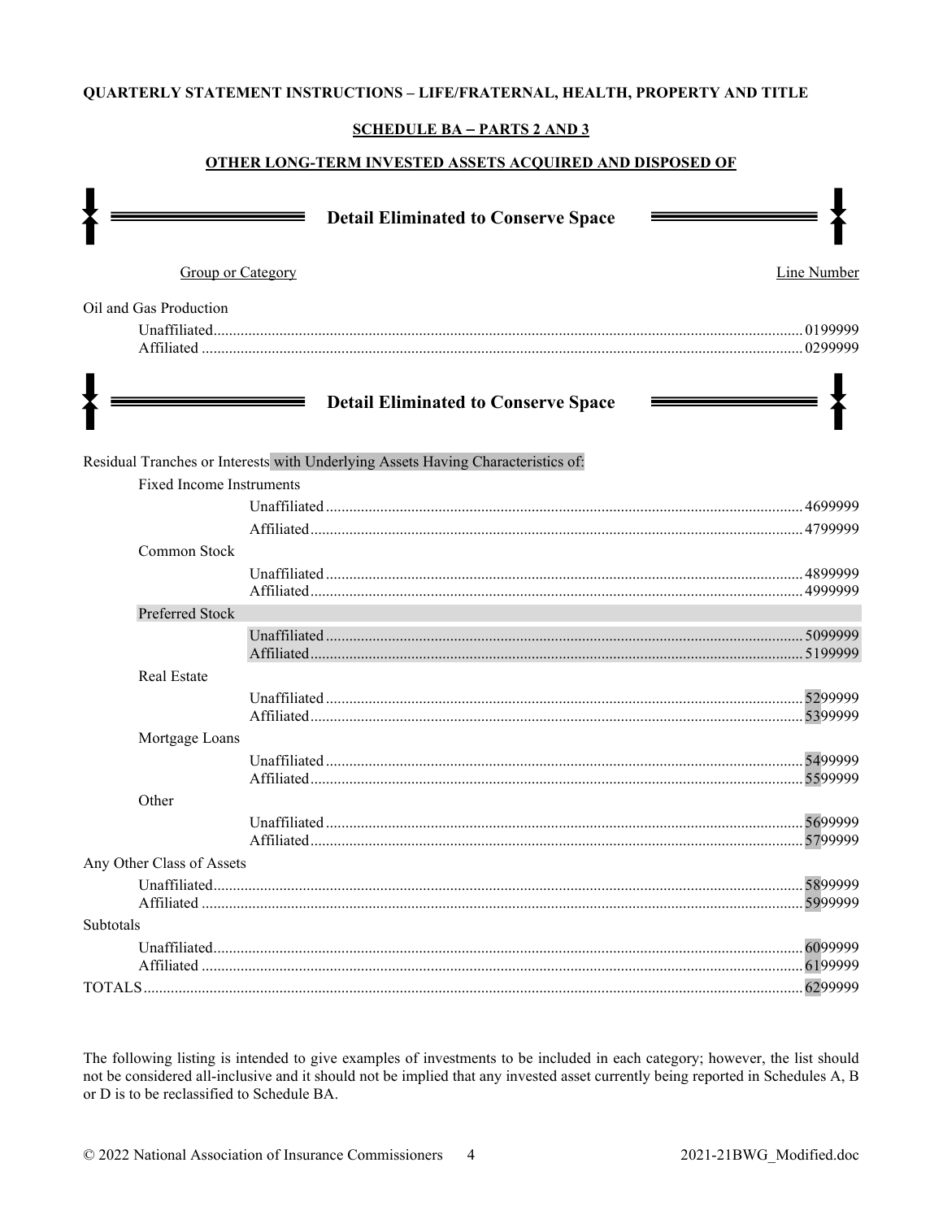QUARTERLY STATEMENT INSTRUCTIONS – LIFE/FRATERNAL, HEALTH, PROPERTY AND TITLE

## SCHEDULE BA – PARTS 2 AND 3

## OTHER LONG-TERM INVESTED ASSETS ACQUIRED AND DISPOSED OF

**Detail Eliminated to Conserve Space**

| Group or Category | Line Number |
|---|---|
| Oil and Gas Production | |
| Unaffiliated | 0199999 |
| Affiliated | 0299999 |

**Detail Eliminated to Conserve Space**

| Group or Category | Line Number |
|---|---|
| Residual Tranches or Interests with Underlying Assets Having Characteristics of: | |
| Fixed Income Instruments | |
| Unaffiliated | 4699999 |
| Affiliated | 4799999 |
| Common Stock | |
| Unaffiliated | 4899999 |
| Affiliated | 4999999 |
| Preferred Stock | |
| Unaffiliated | 5099999 |
| Affiliated | 5199999 |
| Real Estate | |
| Unaffiliated | 5299999 |
| Affiliated | 5399999 |
| Mortgage Loans | |
| Unaffiliated | 5499999 |
| Affiliated | 5599999 |
| Other | |
| Unaffiliated | 5699999 |
| Affiliated | 5799999 |
| Any Other Class of Assets | |
| Unaffiliated | 5899999 |
| Affiliated | 5999999 |
| Subtotals | |
| Unaffiliated | 6099999 |
| Affiliated | 6199999 |
| TOTALS | 6299999 |

The following listing is intended to give examples of investments to be included in each category; however, the list should not be considered all-inclusive and it should not be implied that any invested asset currently being reported in Schedules A, B or D is to be reclassified to Schedule BA.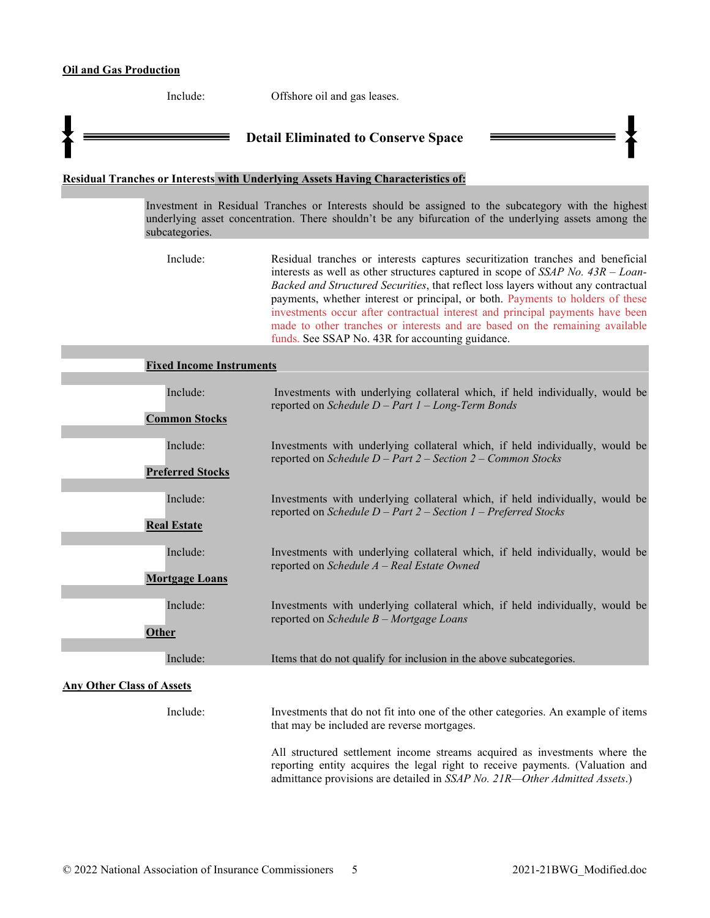**Oil and Gas Production**

Include: Offshore oil and gas leases.

**Detail Eliminated to Conserve Space**

**Residual Tranches or Interests with Underlying Assets Having Characteristics of:**

Investment in Residual Tranches or Interests should be assigned to the subcategory with the highest underlying asset concentration. There shouldn't be any bifurcation of the underlying assets among the subcategories.

Include: Residual tranches or interests captures securitization tranches and beneficial interests as well as other structures captured in scope of *SSAP No. 43R – Loan-Backed and Structured Securities*, that reflect loss layers without any contractual payments, whether interest or principal, or both. Payments to holders of these investments occur after contractual interest and principal payments have been made to other tranches or interests and are based on the remaining available funds. See SSAP No. 43R for accounting guidance.

**Fixed Income Instruments**

Include: Investments with underlying collateral which, if held individually, would be reported on *Schedule D – Part 1 – Long-Term Bonds*

**Common Stocks**

Include: Investments with underlying collateral which, if held individually, would be reported on *Schedule D – Part 2 – Section 2 – Common Stocks*

**Preferred Stocks**

Include: Investments with underlying collateral which, if held individually, would be reported on *Schedule D – Part 2 – Section 1 – Preferred Stocks*

**Real Estate**

Include: Investments with underlying collateral which, if held individually, would be reported on *Schedule A – Real Estate Owned*

**Mortgage Loans**

Include: Investments with underlying collateral which, if held individually, would be reported on *Schedule B – Mortgage Loans*

**Other**

Include: Items that do not qualify for inclusion in the above subcategories.

**Any Other Class of Assets**

Include: Investments that do not fit into one of the other categories. An example of items that may be included are reverse mortgages.

All structured settlement income streams acquired as investments where the reporting entity acquires the legal right to receive payments. (Valuation and admittance provisions are detailed in *SSAP No. 21R—Other Admitted Assets*.)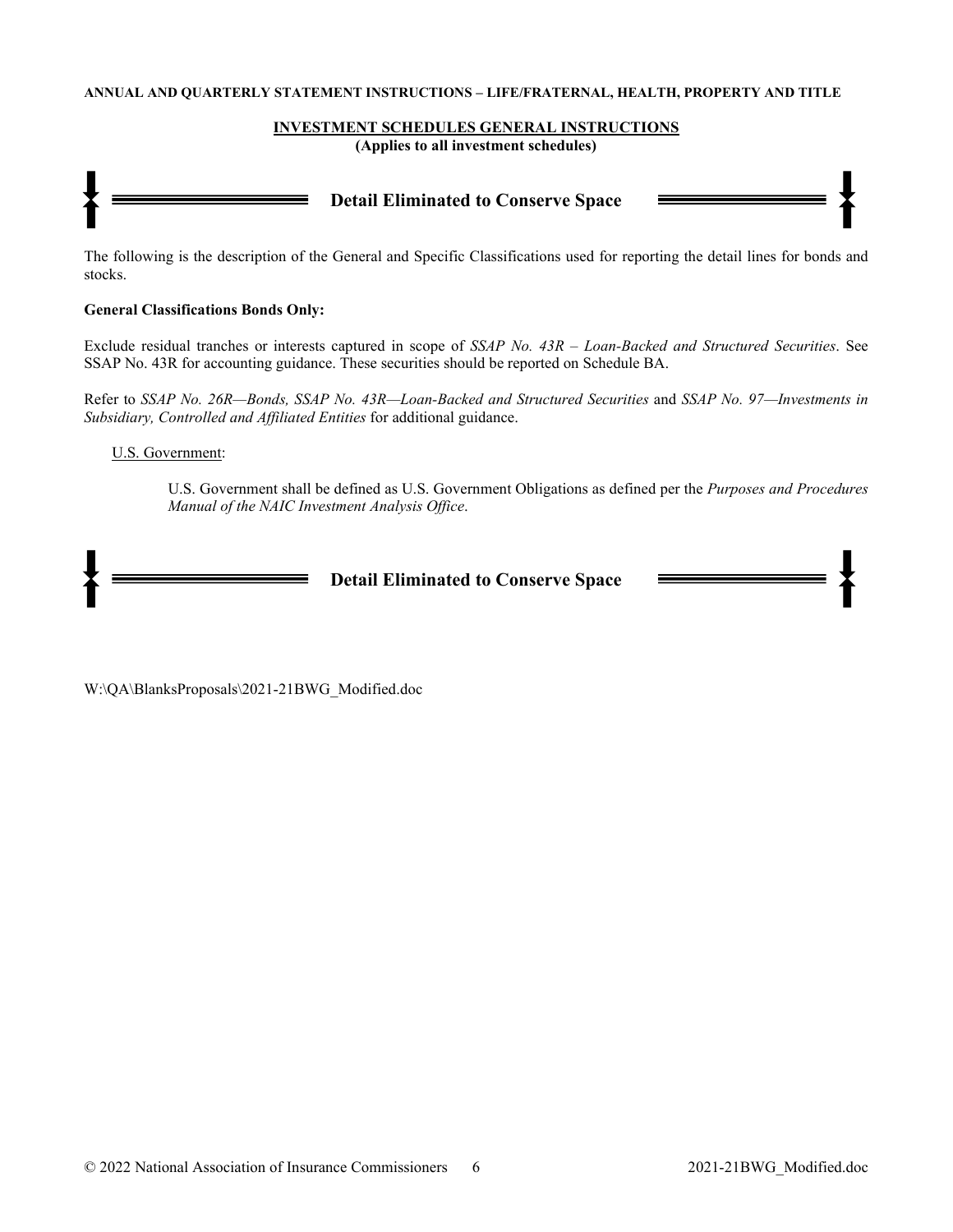**ANNUAL AND QUARTERLY STATEMENT INSTRUCTIONS – LIFE/FRATERNAL, HEALTH, PROPERTY AND TITLE**

## INVESTMENT SCHEDULES GENERAL INSTRUCTIONS

**(Applies to all investment schedules)**

**Detail Eliminated to Conserve Space**

The following is the description of the General and Specific Classifications used for reporting the detail lines for bonds and stocks.

**General Classifications Bonds Only:**

Exclude residual tranches or interests captured in scope of *SSAP No. 43R – Loan-Backed and Structured Securities*. See SSAP No. 43R for accounting guidance. These securities should be reported on Schedule BA.

Refer to *SSAP No. 26R—Bonds, SSAP No. 43R—Loan-Backed and Structured Securities* and *SSAP No. 97—Investments in Subsidiary, Controlled and Affiliated Entities* for additional guidance.

U.S. Government:

U.S. Government shall be defined as U.S. Government Obligations as defined per the *Purposes and Procedures Manual of the NAIC Investment Analysis Office*.

**Detail Eliminated to Conserve Space**

W:\QA\BlanksProposals\2021-21BWG_Modified.doc